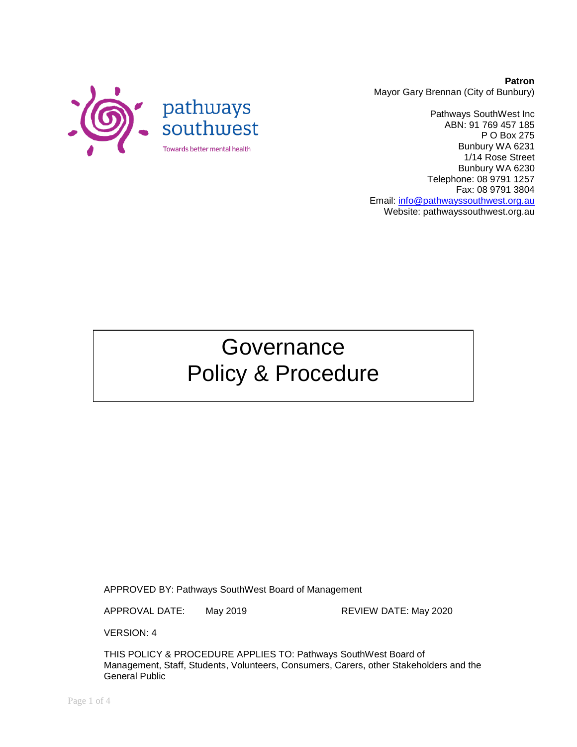pathways southwest

Towards better mental health

**Patron**
Mayor Gary Brennan (City of Bunbury)

Pathways SouthWest Inc
ABN: 91 769 457 185
P O Box 275
Bunbury WA 6231
1/14 Rose Street
Bunbury WA 6230
Telephone: 08 9791 1257
Fax: 08 9791 3804
Email: info@pathwayssouthwest.org.au
Website: pathwayssouthwest.org.au

# Governance Policy & Procedure

APPROVED BY: Pathways SouthWest Board of Management

APPROVAL DATE: May 2019 REVIEW DATE: May 2020

VERSION: 4

THIS POLICY & PROCEDURE APPLIES TO: Pathways SouthWest Board of Management, Staff, Students, Volunteers, Consumers, Carers, other Stakeholders and the General Public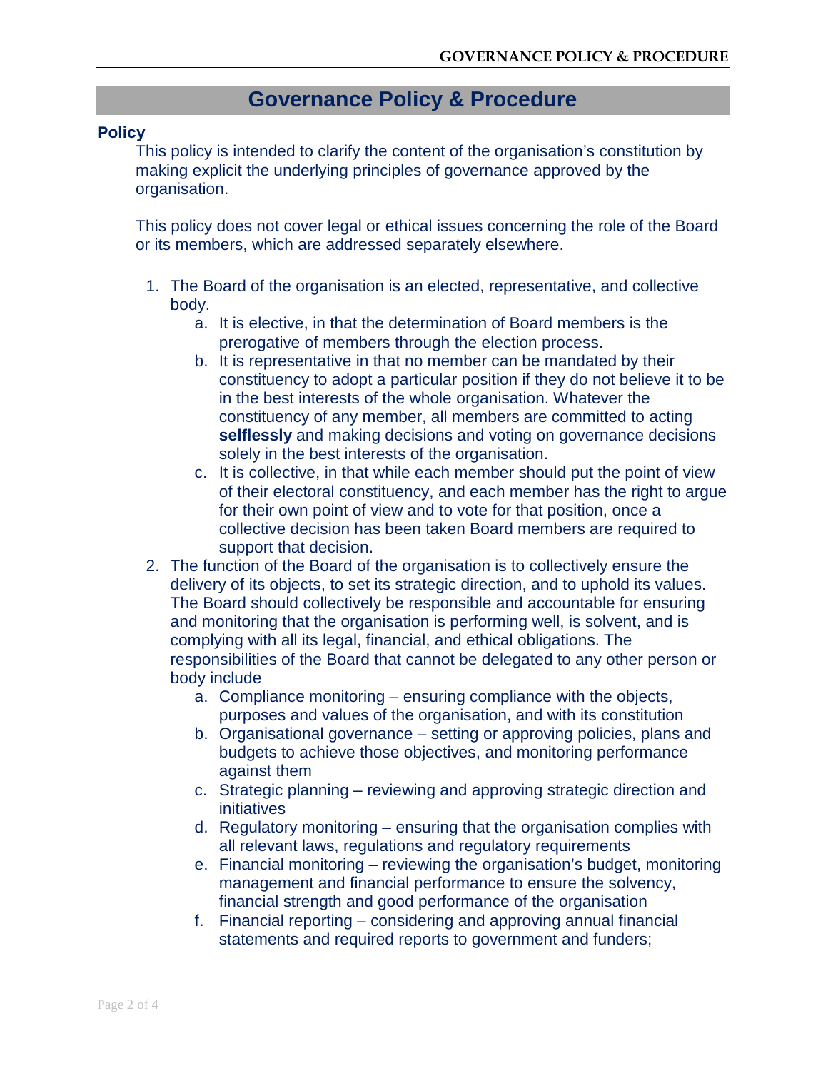# Governance Policy & Procedure

## Policy

This policy is intended to clarify the content of the organisation's constitution by making explicit the underlying principles of governance approved by the organisation.

This policy does not cover legal or ethical issues concerning the role of the Board or its members, which are addressed separately elsewhere.

1. The Board of the organisation is an elected, representative, and collective body.
   a. It is elective, in that the determination of Board members is the prerogative of members through the election process.
   b. It is representative in that no member can be mandated by their constituency to adopt a particular position if they do not believe it to be in the best interests of the whole organisation. Whatever the constituency of any member, all members are committed to acting **selflessly** and making decisions and voting on governance decisions solely in the best interests of the organisation.
   c. It is collective, in that while each member should put the point of view of their electoral constituency, and each member has the right to argue for their own point of view and to vote for that position, once a collective decision has been taken Board members are required to support that decision.
2. The function of the Board of the organisation is to collectively ensure the delivery of its objects, to set its strategic direction, and to uphold its values. The Board should collectively be responsible and accountable for ensuring and monitoring that the organisation is performing well, is solvent, and is complying with all its legal, financial, and ethical obligations. The responsibilities of the Board that cannot be delegated to any other person or body include
   a. Compliance monitoring – ensuring compliance with the objects, purposes and values of the organisation, and with its constitution
   b. Organisational governance – setting or approving policies, plans and budgets to achieve those objectives, and monitoring performance against them
   c. Strategic planning – reviewing and approving strategic direction and initiatives
   d. Regulatory monitoring – ensuring that the organisation complies with all relevant laws, regulations and regulatory requirements
   e. Financial monitoring – reviewing the organisation's budget, monitoring management and financial performance to ensure the solvency, financial strength and good performance of the organisation
   f. Financial reporting – considering and approving annual financial statements and required reports to government and funders;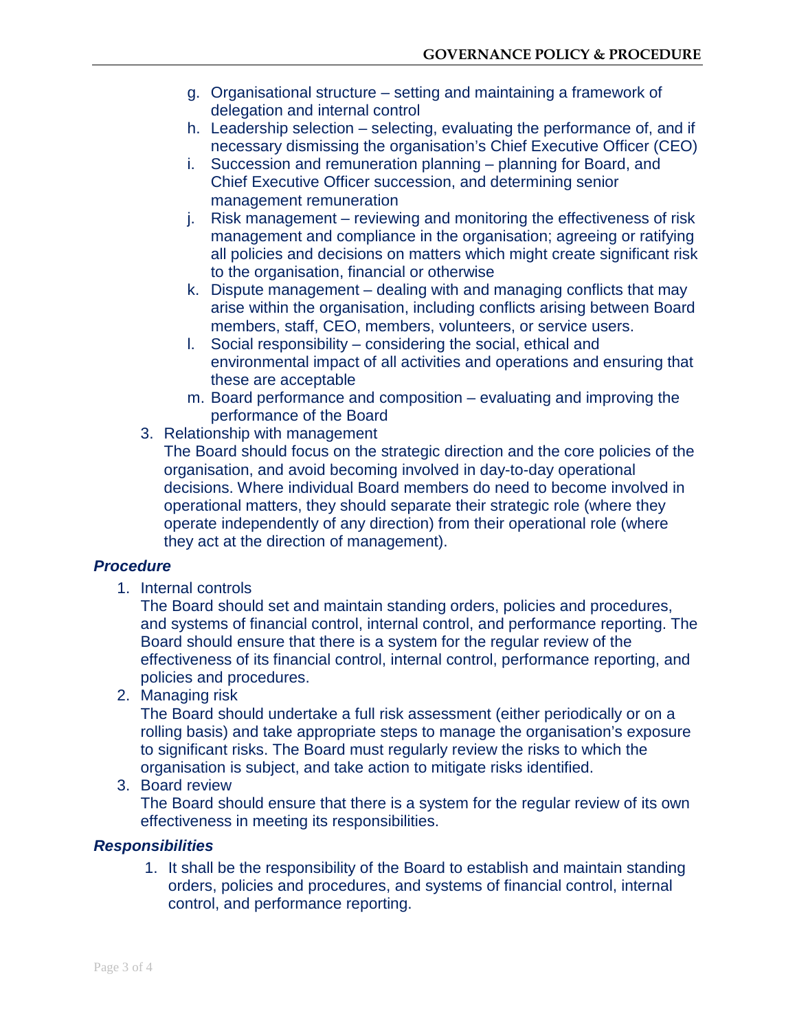g. Organisational structure – setting and maintaining a framework of delegation and internal control
h. Leadership selection – selecting, evaluating the performance of, and if necessary dismissing the organisation's Chief Executive Officer (CEO)
i. Succession and remuneration planning – planning for Board, and Chief Executive Officer succession, and determining senior management remuneration
j. Risk management – reviewing and monitoring the effectiveness of risk management and compliance in the organisation; agreeing or ratifying all policies and decisions on matters which might create significant risk to the organisation, financial or otherwise
k. Dispute management – dealing with and managing conflicts that may arise within the organisation, including conflicts arising between Board members, staff, CEO, members, volunteers, or service users.
l. Social responsibility – considering the social, ethical and environmental impact of all activities and operations and ensuring that these are acceptable
m. Board performance and composition – evaluating and improving the performance of the Board

3. Relationship with management
   The Board should focus on the strategic direction and the core policies of the organisation, and avoid becoming involved in day-to-day operational decisions. Where individual Board members do need to become involved in operational matters, they should separate their strategic role (where they operate independently of any direction) from their operational role (where they act at the direction of management).

### *Procedure*

1. Internal controls
   The Board should set and maintain standing orders, policies and procedures, and systems of financial control, internal control, and performance reporting. The Board should ensure that there is a system for the regular review of the effectiveness of its financial control, internal control, performance reporting, and policies and procedures.
2. Managing risk
   The Board should undertake a full risk assessment (either periodically or on a rolling basis) and take appropriate steps to manage the organisation's exposure to significant risks. The Board must regularly review the risks to which the organisation is subject, and take action to mitigate risks identified.
3. Board review
   The Board should ensure that there is a system for the regular review of its own effectiveness in meeting its responsibilities.

### *Responsibilities*

1. It shall be the responsibility of the Board to establish and maintain standing orders, policies and procedures, and systems of financial control, internal control, and performance reporting.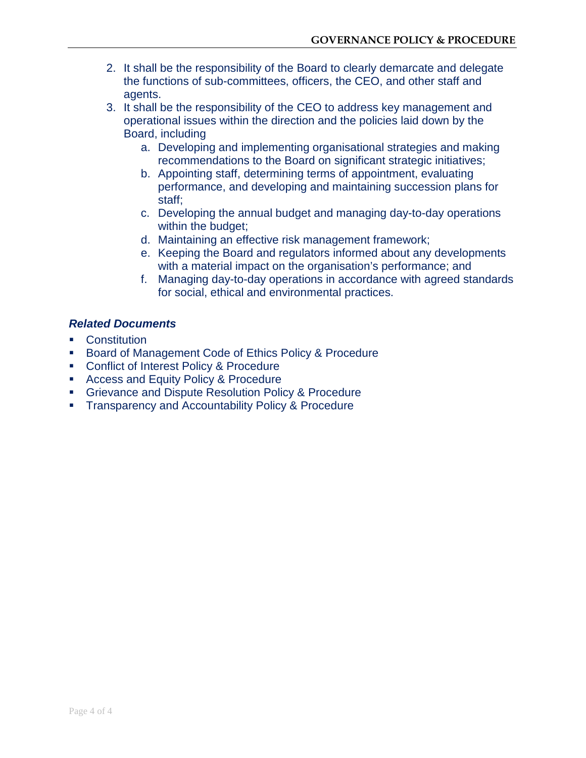2. It shall be the responsibility of the Board to clearly demarcate and delegate the functions of sub-committees, officers, the CEO, and other staff and agents.
3. It shall be the responsibility of the CEO to address key management and operational issues within the direction and the policies laid down by the Board, including
    a. Developing and implementing organisational strategies and making recommendations to the Board on significant strategic initiatives;
    b. Appointing staff, determining terms of appointment, evaluating performance, and developing and maintaining succession plans for staff;
    c. Developing the annual budget and managing day-to-day operations within the budget;
    d. Maintaining an effective risk management framework;
    e. Keeping the Board and regulators informed about any developments with a material impact on the organisation's performance; and
    f. Managing day-to-day operations in accordance with agreed standards for social, ethical and environmental practices.

### *Related Documents*

- Constitution
- Board of Management Code of Ethics Policy & Procedure
- Conflict of Interest Policy & Procedure
- Access and Equity Policy & Procedure
- Grievance and Dispute Resolution Policy & Procedure
- Transparency and Accountability Policy & Procedure